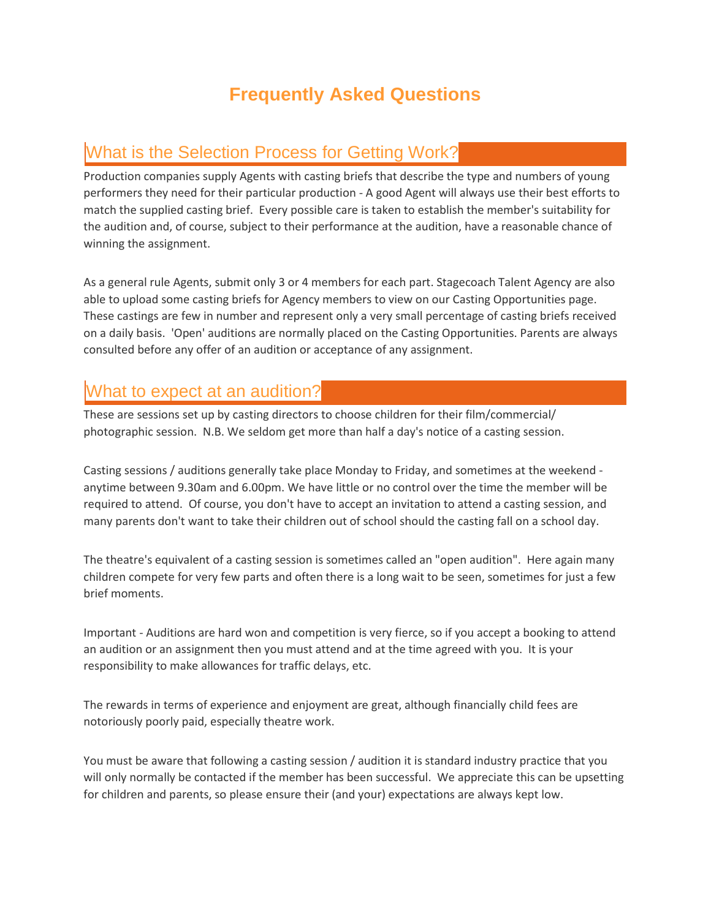# Frequently Asked Questions

## What is the Selection Process for Getting Work?

Production companies supply Agents with casting briefs that describe the type and numbers of young performers they need for their particular production - A good Agent will always use their best efforts to match the supplied casting brief. Every possible care is taken to establish the member's suitability for the audition and, of course, subject to their performance at the audition, have a reasonable chance of winning the assignment.

As a general rule Agents, submit only 3 or 4 members for each part. Stagecoach Talent Agency are also able to upload some casting briefs for Agency members to view on our Casting Opportunities page. These castings are few in number and represent only a very small percentage of casting briefs received on a daily basis. 'Open' auditions are normally placed on the Casting Opportunities. Parents are always consulted before any offer of an audition or acceptance of any assignment.

## What to expect at an audition?

These are sessions set up by casting directors to choose children for their film/commercial/ photographic session. N.B. We seldom get more than half a day's notice of a casting session.

Casting sessions / auditions generally take place Monday to Friday, and sometimes at the weekend - anytime between 9.30am and 6.00pm. We have little or no control over the time the member will be required to attend. Of course, you don't have to accept an invitation to attend a casting session, and many parents don't want to take their children out of school should the casting fall on a school day.

The theatre's equivalent of a casting session is sometimes called an "open audition". Here again many children compete for very few parts and often there is a long wait to be seen, sometimes for just a few brief moments.

Important - Auditions are hard won and competition is very fierce, so if you accept a booking to attend an audition or an assignment then you must attend and at the time agreed with you. It is your responsibility to make allowances for traffic delays, etc.

The rewards in terms of experience and enjoyment are great, although financially child fees are notoriously poorly paid, especially theatre work.

You must be aware that following a casting session / audition it is standard industry practice that you will only normally be contacted if the member has been successful. We appreciate this can be upsetting for children and parents, so please ensure their (and your) expectations are always kept low.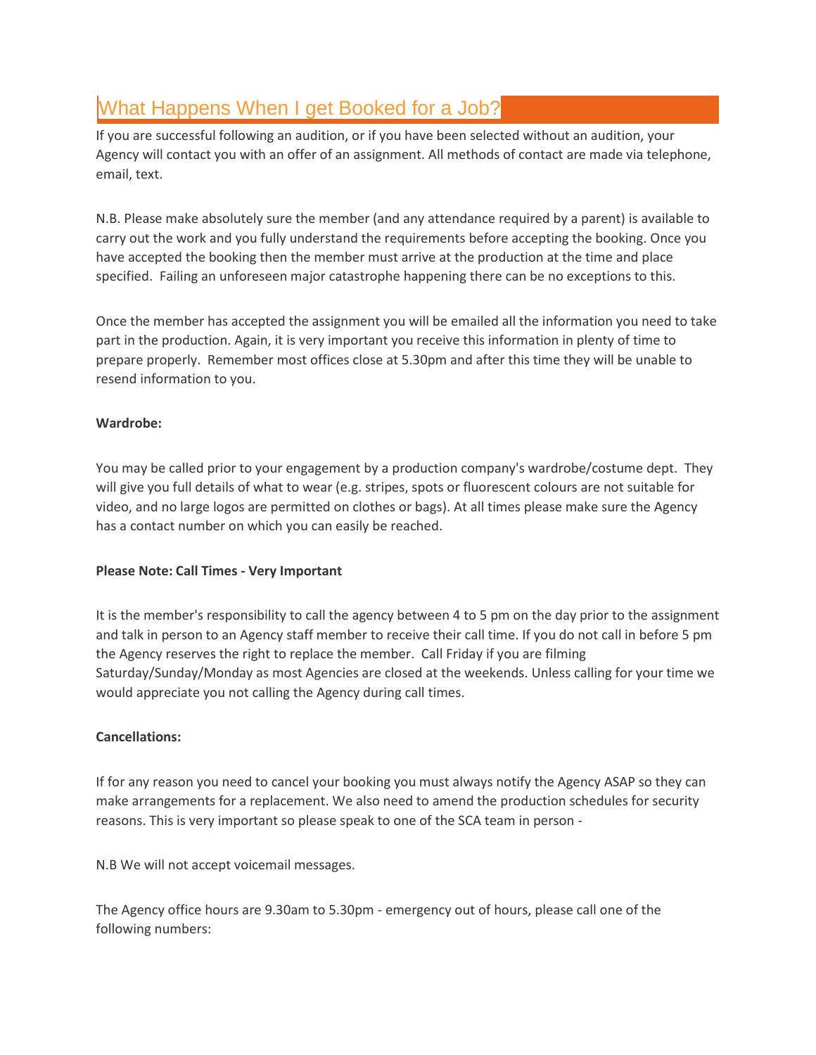## What Happens When I get Booked for a Job?

If you are successful following an audition, or if you have been selected without an audition, your Agency will contact you with an offer of an assignment. All methods of contact are made via telephone, email, text.

N.B. Please make absolutely sure the member (and any attendance required by a parent) is available to carry out the work and you fully understand the requirements before accepting the booking. Once you have accepted the booking then the member must arrive at the production at the time and place specified. Failing an unforeseen major catastrophe happening there can be no exceptions to this.

Once the member has accepted the assignment you will be emailed all the information you need to take part in the production. Again, it is very important you receive this information in plenty of time to prepare properly. Remember most offices close at 5.30pm and after this time they will be unable to resend information to you.

**Wardrobe:**

You may be called prior to your engagement by a production company's wardrobe/costume dept. They will give you full details of what to wear (e.g. stripes, spots or fluorescent colours are not suitable for video, and no large logos are permitted on clothes or bags). At all times please make sure the Agency has a contact number on which you can easily be reached.

**Please Note: Call Times - Very Important**

It is the member's responsibility to call the agency between 4 to 5 pm on the day prior to the assignment and talk in person to an Agency staff member to receive their call time. If you do not call in before 5 pm the Agency reserves the right to replace the member. Call Friday if you are filming Saturday/Sunday/Monday as most Agencies are closed at the weekends. Unless calling for your time we would appreciate you not calling the Agency during call times.

**Cancellations:**

If for any reason you need to cancel your booking you must always notify the Agency ASAP so they can make arrangements for a replacement. We also need to amend the production schedules for security reasons. This is very important so please speak to one of the SCA team in person -

N.B We will not accept voicemail messages.

The Agency office hours are 9.30am to 5.30pm - emergency out of hours, please call one of the following numbers: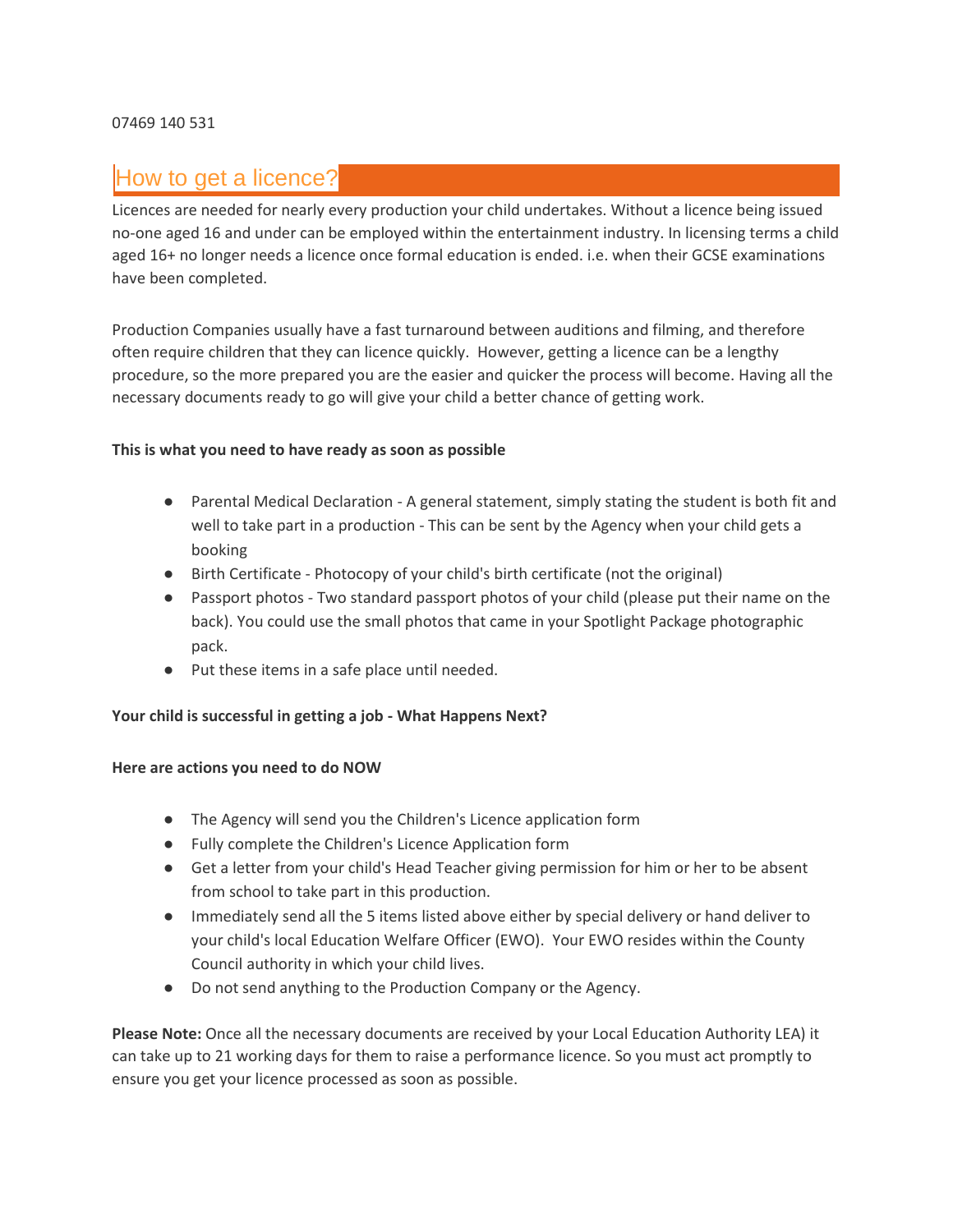07469 140 531

## How to get a licence?

Licences are needed for nearly every production your child undertakes. Without a licence being issued no-one aged 16 and under can be employed within the entertainment industry. In licensing terms a child aged 16+ no longer needs a licence once formal education is ended. i.e. when their GCSE examinations have been completed.

Production Companies usually have a fast turnaround between auditions and filming, and therefore often require children that they can licence quickly. However, getting a licence can be a lengthy procedure, so the more prepared you are the easier and quicker the process will become. Having all the necessary documents ready to go will give your child a better chance of getting work.

**This is what you need to have ready as soon as possible**

- Parental Medical Declaration - A general statement, simply stating the student is both fit and well to take part in a production - This can be sent by the Agency when your child gets a booking
- Birth Certificate - Photocopy of your child's birth certificate (not the original)
- Passport photos - Two standard passport photos of your child (please put their name on the back). You could use the small photos that came in your Spotlight Package photographic pack.
- Put these items in a safe place until needed.

**Your child is successful in getting a job - What Happens Next?**

**Here are actions you need to do NOW**

- The Agency will send you the Children's Licence application form
- Fully complete the Children's Licence Application form
- Get a letter from your child's Head Teacher giving permission for him or her to be absent from school to take part in this production.
- Immediately send all the 5 items listed above either by special delivery or hand deliver to your child's local Education Welfare Officer (EWO). Your EWO resides within the County Council authority in which your child lives.
- Do not send anything to the Production Company or the Agency.

**Please Note:** Once all the necessary documents are received by your Local Education Authority LEA) it can take up to 21 working days for them to raise a performance licence. So you must act promptly to ensure you get your licence processed as soon as possible.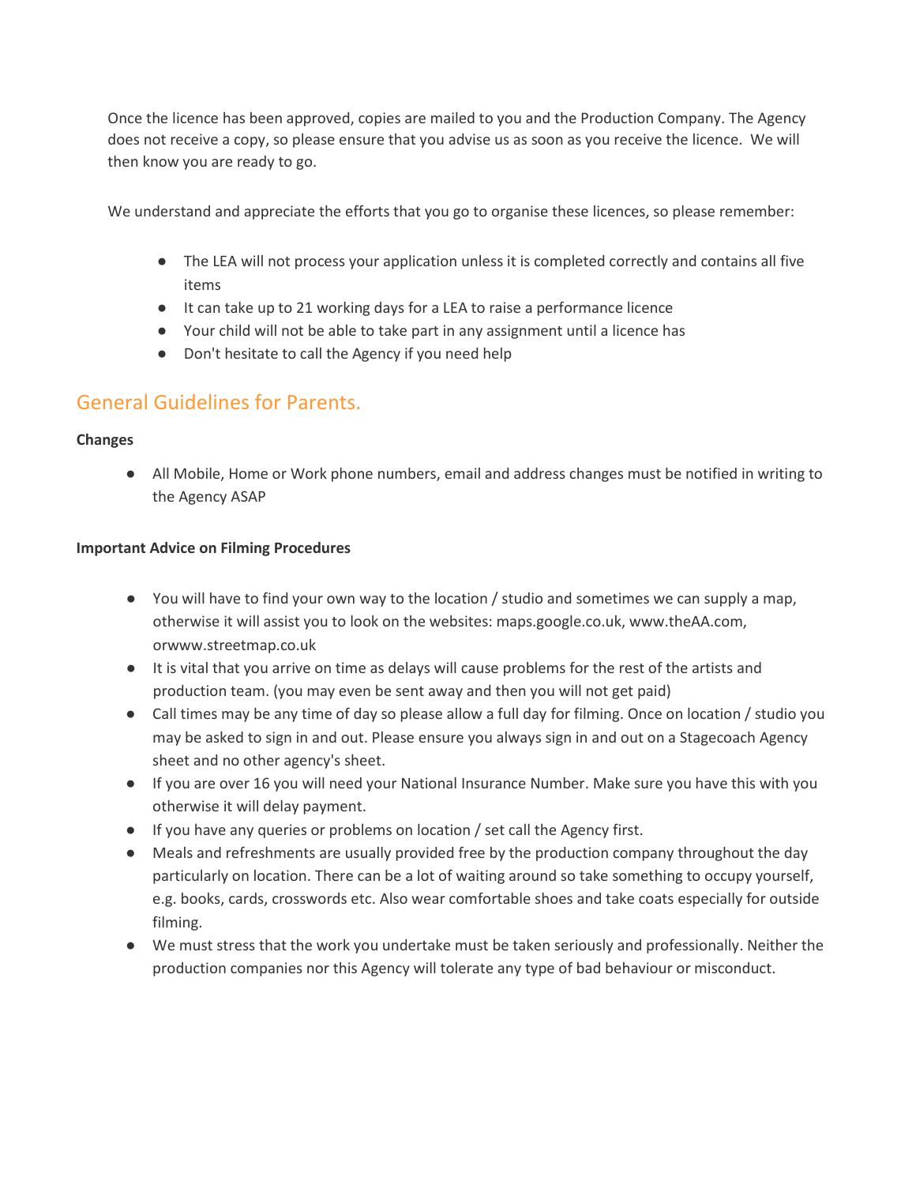Once the licence has been approved, copies are mailed to you and the Production Company. The Agency does not receive a copy, so please ensure that you advise us as soon as you receive the licence. We will then know you are ready to go.

We understand and appreciate the efforts that you go to organise these licences, so please remember:

- The LEA will not process your application unless it is completed correctly and contains all five items
- It can take up to 21 working days for a LEA to raise a performance licence
- Your child will not be able to take part in any assignment until a licence has
- Don't hesitate to call the Agency if you need help

## General Guidelines for Parents.

**Changes**

- All Mobile, Home or Work phone numbers, email and address changes must be notified in writing to the Agency ASAP

**Important Advice on Filming Procedures**

- You will have to find your own way to the location / studio and sometimes we can supply a map, otherwise it will assist you to look on the websites: maps.google.co.uk, www.theAA.com, orwww.streetmap.co.uk
- It is vital that you arrive on time as delays will cause problems for the rest of the artists and production team. (you may even be sent away and then you will not get paid)
- Call times may be any time of day so please allow a full day for filming. Once on location / studio you may be asked to sign in and out. Please ensure you always sign in and out on a Stagecoach Agency sheet and no other agency's sheet.
- If you are over 16 you will need your National Insurance Number. Make sure you have this with you otherwise it will delay payment.
- If you have any queries or problems on location / set call the Agency first.
- Meals and refreshments are usually provided free by the production company throughout the day particularly on location. There can be a lot of waiting around so take something to occupy yourself, e.g. books, cards, crosswords etc. Also wear comfortable shoes and take coats especially for outside filming.
- We must stress that the work you undertake must be taken seriously and professionally. Neither the production companies nor this Agency will tolerate any type of bad behaviour or misconduct.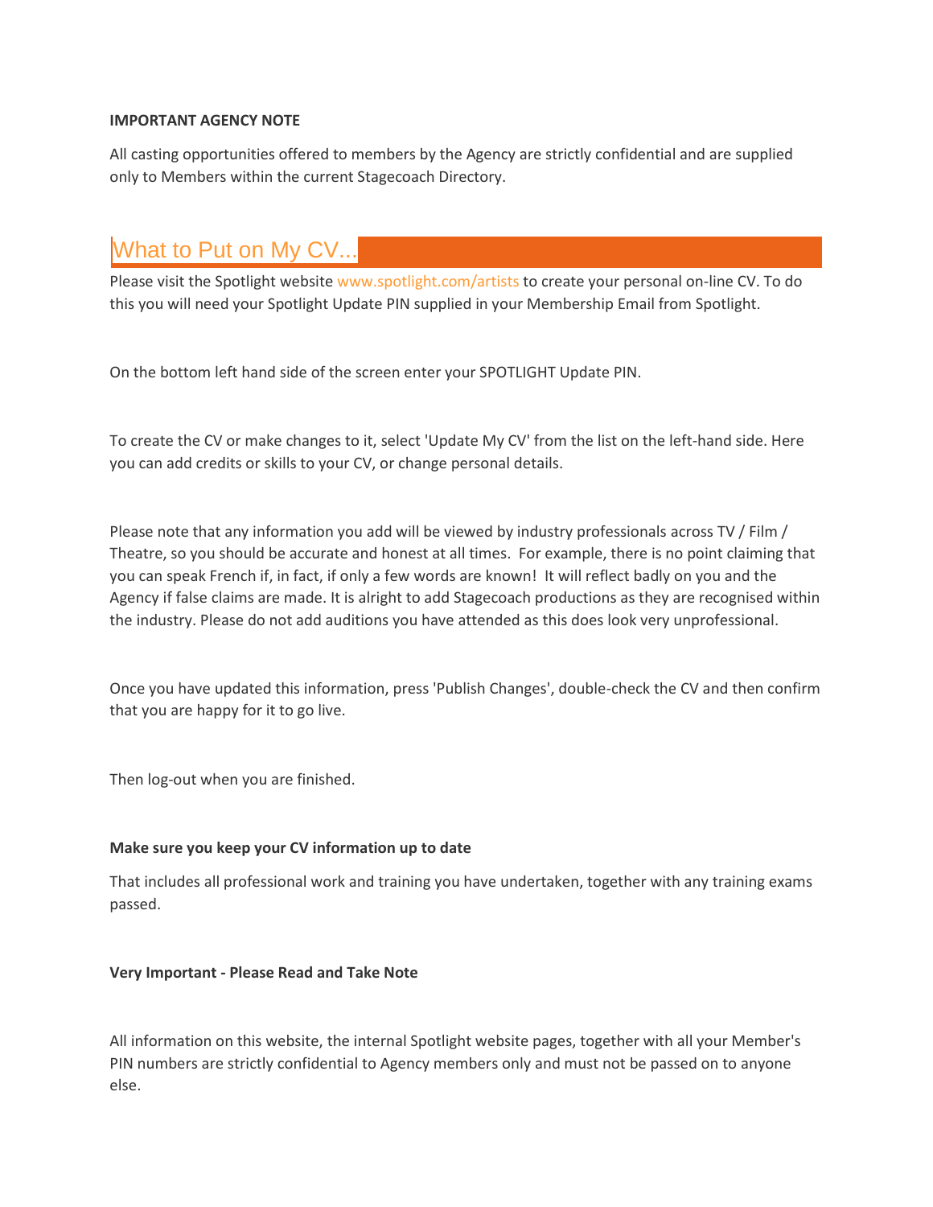**IMPORTANT AGENCY NOTE**

All casting opportunities offered to members by the Agency are strictly confidential and are supplied only to Members within the current Stagecoach Directory.

## What to Put on My CV...

Please visit the Spotlight website www.spotlight.com/artists to create your personal on-line CV. To do this you will need your Spotlight Update PIN supplied in your Membership Email from Spotlight.

On the bottom left hand side of the screen enter your SPOTLIGHT Update PIN.

To create the CV or make changes to it, select 'Update My CV' from the list on the left-hand side. Here you can add credits or skills to your CV, or change personal details.

Please note that any information you add will be viewed by industry professionals across TV / Film / Theatre, so you should be accurate and honest at all times. For example, there is no point claiming that you can speak French if, in fact, if only a few words are known! It will reflect badly on you and the Agency if false claims are made. It is alright to add Stagecoach productions as they are recognised within the industry. Please do not add auditions you have attended as this does look very unprofessional.

Once you have updated this information, press 'Publish Changes', double-check the CV and then confirm that you are happy for it to go live.

Then log-out when you are finished.

**Make sure you keep your CV information up to date**

That includes all professional work and training you have undertaken, together with any training exams passed.

**Very Important - Please Read and Take Note**

All information on this website, the internal Spotlight website pages, together with all your Member's PIN numbers are strictly confidential to Agency members only and must not be passed on to anyone else.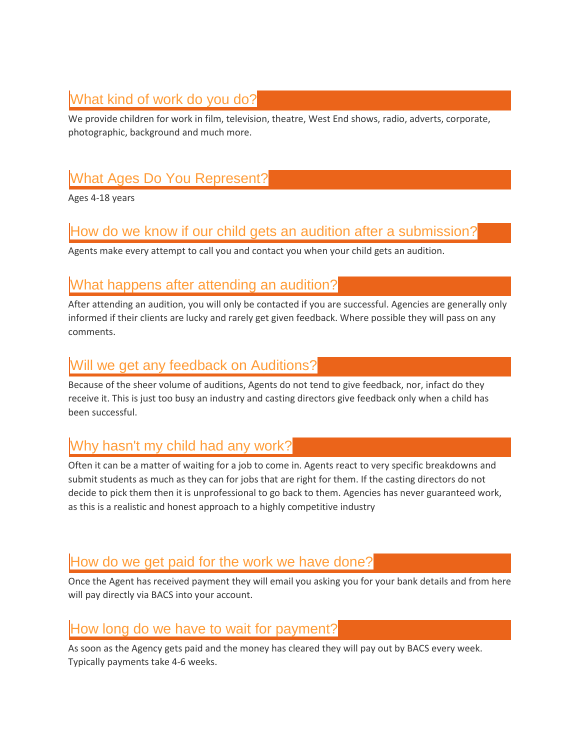## What kind of work do you do?

We provide children for work in film, television, theatre, West End shows, radio, adverts, corporate, photographic, background and much more.

## What Ages Do You Represent?

Ages 4-18 years

## How do we know if our child gets an audition after a submission?

Agents make every attempt to call you and contact you when your child gets an audition.

## What happens after attending an audition?

After attending an audition, you will only be contacted if you are successful. Agencies are generally only informed if their clients are lucky and rarely get given feedback. Where possible they will pass on any comments.

## Will we get any feedback on Auditions?

Because of the sheer volume of auditions, Agents do not tend to give feedback, nor, infact do they receive it. This is just too busy an industry and casting directors give feedback only when a child has been successful.

## Why hasn't my child had any work?

Often it can be a matter of waiting for a job to come in. Agents react to very specific breakdowns and submit students as much as they can for jobs that are right for them. If the casting directors do not decide to pick them then it is unprofessional to go back to them. Agencies has never guaranteed work, as this is a realistic and honest approach to a highly competitive industry

## How do we get paid for the work we have done?

Once the Agent has received payment they will email you asking you for your bank details and from here will pay directly via BACS into your account.

## How long do we have to wait for payment?

As soon as the Agency gets paid and the money has cleared they will pay out by BACS every week. Typically payments take 4-6 weeks.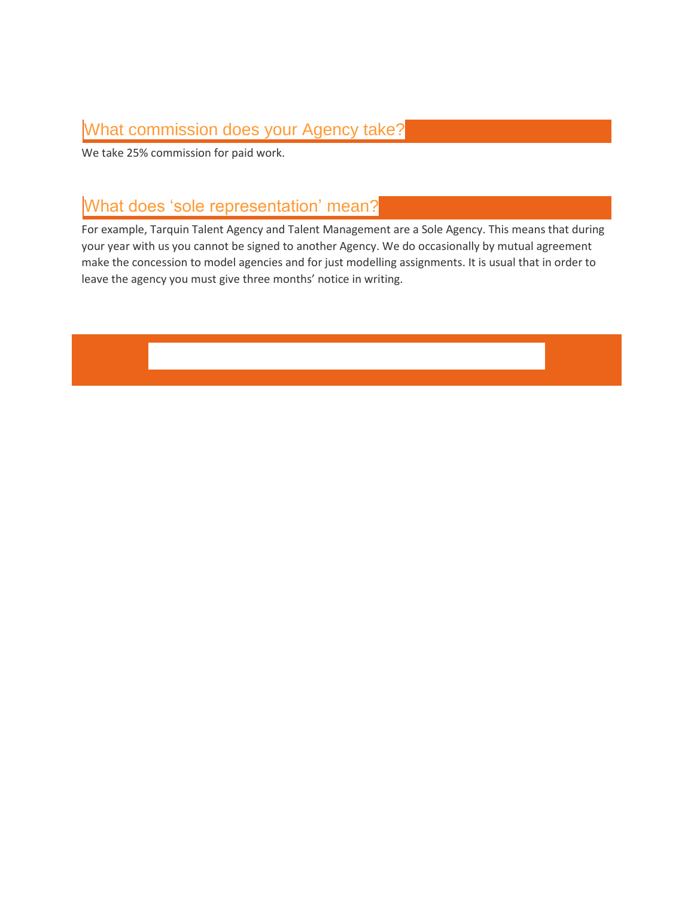## What commission does your Agency take?

We take 25% commission for paid work.

## What does ‘sole representation’ mean?

For example, Tarquin Talent Agency and Talent Management are a Sole Agency. This means that during your year with us you cannot be signed to another Agency. We do occasionally by mutual agreement make the concession to model agencies and for just modelling assignments. It is usual that in order to leave the agency you must give three months’ notice in writing.